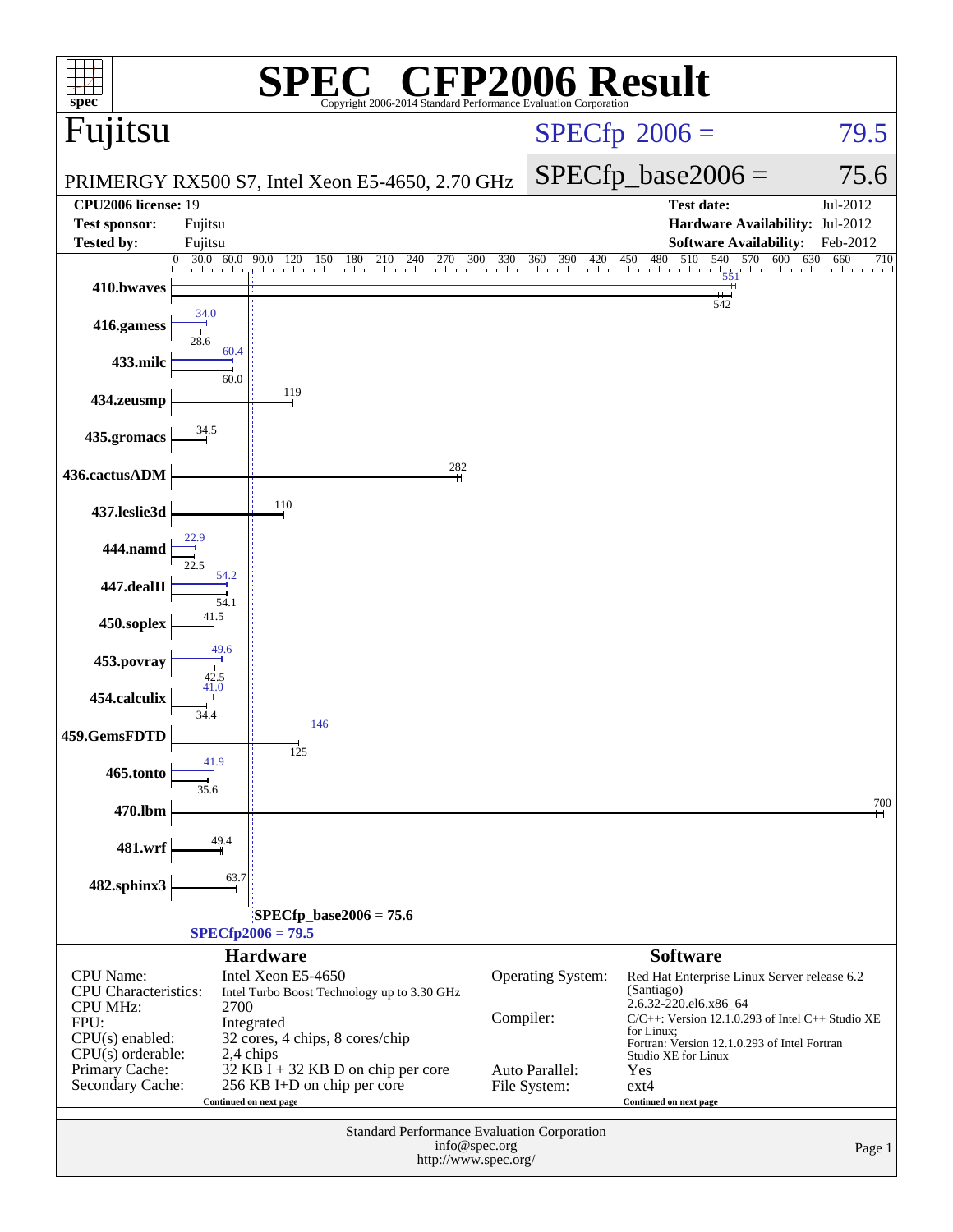# SPEC® CFP2006 Result

Copyright 2006-2014 Standard Performance Evaluation Corporation

## Fujitsu

PRIMERGY RX500 S7, Intel Xeon E5-4650, 2.70 GHz

SPECfp 2006 = 79.5

SPECfp_base2006 = 75.6

| | | | |
|---|---|---|---|
| **CPU2006 license:** | 19 | **Test date:** | Jul-2012 |
| **Test sponsor:** | Fujitsu | **Hardware Availability:** | Jul-2012 |
| **Tested by:** | Fujitsu | **Software Availability:** | Feb-2012 |

| Benchmark | Peak | Base |
|---|---|---|
| 410.bwaves | 551 | 542 |
| 416.gamess | 34.0 | 28.6 |
| 433.milc | 60.4 | 60.0 |
| 434.zeusmp | 119 | 119 |
| 435.gromacs | 34.5 | 34.5 |
| 436.cactusADM | 282 | 282 |
| 437.leslie3d | 110 | 110 |
| 444.namd | 22.9 | 22.5 |
| 447.dealII | 54.2 | 54.1 |
| 450.soplex | 41.5 | 41.5 |
| 453.povray | 49.6 | 42.5 |
| 454.calculix | 41.0 | 34.4 |
| 459.GemsFDTD | 146 | 125 |
| 465.tonto | 41.9 | 35.6 |
| 470.lbm | 700 | 700 |
| 481.wrf | 49.4 | 49.4 |
| 482.sphinx3 | 63.7 | 63.7 |

SPECfp_base2006 = 75.6

SPECfp2006 = 79.5

### Hardware

| | |
|---|---|
| CPU Name: | Intel Xeon E5-4650 |
| CPU Characteristics: | Intel Turbo Boost Technology up to 3.30 GHz |
| CPU MHz: | 2700 |
| FPU: | Integrated |
| CPU(s) enabled: | 32 cores, 4 chips, 8 cores/chip |
| CPU(s) orderable: | 2,4 chips |
| Primary Cache: | 32 KB I + 32 KB D on chip per core |
| Secondary Cache: | 256 KB I+D on chip per core |

Continued on next page

### Software

| | |
|---|---|
| Operating System: | Red Hat Enterprise Linux Server release 6.2 (Santiago) 2.6.32-220.el6.x86_64 |
| Compiler: | C/C++: Version 12.1.0.293 of Intel C++ Studio XE for Linux; Fortran: Version 12.1.0.293 of Intel Fortran Studio XE for Linux |
| Auto Parallel: | Yes |
| File System: | ext4 |

Continued on next page

Standard Performance Evaluation Corporation
info@spec.org
http://www.spec.org/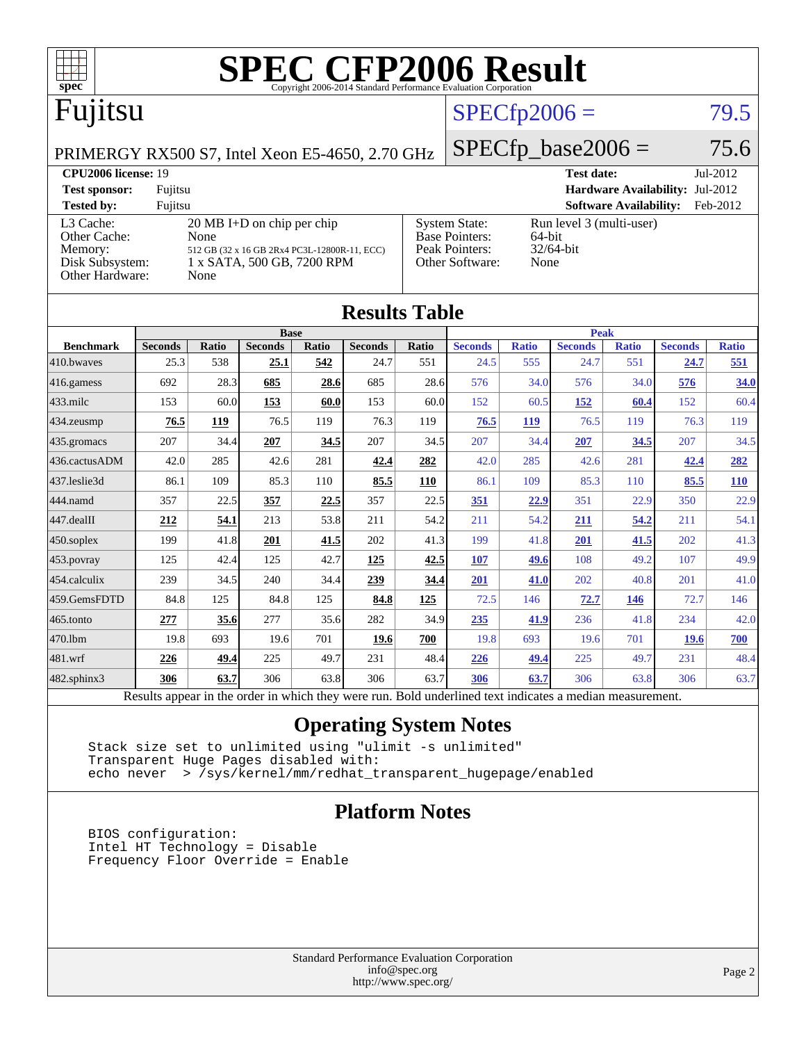# SPEC CFP2006 Result

Copyright 2006-2014 Standard Performance Evaluation Corporation

## Fujitsu

PRIMERGY RX500 S7, Intel Xeon E5-4650, 2.70 GHz

SPECfp2006 = 79.5

SPECfp_base2006 = 75.6

| | | | |
|---|---|---|---|
| **CPU2006 license:** 19 | | **Test date:** | Jul-2012 |
| **Test sponsor:** | Fujitsu | **Hardware Availability:** | Jul-2012 |
| **Tested by:** | Fujitsu | **Software Availability:** | Feb-2012 |

| | | | |
|---|---|---|---|
| L3 Cache: | 20 MB I+D on chip per chip | System State: | Run level 3 (multi-user) |
| Other Cache: | None | Base Pointers: | 64-bit |
| Memory: | 512 GB (32 x 16 GB 2Rx4 PC3L-12800R-11, ECC) | Peak Pointers: | 32/64-bit |
| Disk Subsystem: | 1 x SATA, 500 GB, 7200 RPM | Other Software: | None |
| Other Hardware: | None | | |

## Results Table

| Benchmark | Base | | | | | | Peak | | | | | |
|---|---|---|---|---|---|---|---|---|---|---|---|---|
| | Seconds | Ratio | Seconds | Ratio | Seconds | Ratio | Seconds | Ratio | Seconds | Ratio | Seconds | Ratio |
| 410.bwaves | 25.3 | 538 | **25.1** | **542** | 24.7 | 551 | 24.5 | 555 | 24.7 | 551 | **24.7** | **551** |
| 416.gamess | 692 | 28.3 | **685** | **28.6** | 685 | 28.6 | 576 | 34.0 | 576 | 34.0 | **576** | **34.0** |
| 433.milc | 153 | 60.0 | **153** | **60.0** | 153 | 60.0 | 152 | 60.5 | **152** | **60.4** | 152 | 60.4 |
| 434.zeusmp | **76.5** | **119** | 76.5 | 119 | 76.3 | 119 | **76.5** | **119** | 76.5 | 119 | 76.3 | 119 |
| 435.gromacs | 207 | 34.4 | **207** | **34.5** | 207 | 34.5 | 207 | 34.4 | **207** | **34.5** | 207 | 34.5 |
| 436.cactusADM | 42.0 | 285 | 42.6 | 281 | **42.4** | **282** | 42.0 | 285 | 42.6 | 281 | **42.4** | **282** |
| 437.leslie3d | 86.1 | 109 | 85.3 | 110 | **85.5** | **110** | 86.1 | 109 | 85.3 | 110 | **85.5** | **110** |
| 444.namd | 357 | 22.5 | **357** | **22.5** | 357 | 22.5 | **351** | **22.9** | 351 | 22.9 | 350 | 22.9 |
| 447.dealII | **212** | **54.1** | 213 | 53.8 | 211 | 54.2 | 211 | 54.2 | **211** | **54.2** | 211 | 54.1 |
| 450.soplex | 199 | 41.8 | **201** | **41.5** | 202 | 41.3 | 199 | 41.8 | **201** | **41.5** | 202 | 41.3 |
| 453.povray | 125 | 42.4 | 125 | 42.7 | **125** | **42.5** | **107** | **49.6** | 108 | 49.2 | 107 | 49.9 |
| 454.calculix | 239 | 34.5 | 240 | 34.4 | **239** | **34.4** | **201** | **41.0** | 202 | 40.8 | 201 | 41.0 |
| 459.GemsFDTD | 84.8 | 125 | 84.8 | 125 | **84.8** | **125** | 72.5 | 146 | **72.7** | **146** | 72.7 | 146 |
| 465.tonto | **277** | **35.6** | 277 | 35.6 | 282 | 34.9 | **235** | **41.9** | 236 | 41.8 | 234 | 42.0 |
| 470.lbm | 19.8 | 693 | 19.6 | 701 | **19.6** | **700** | 19.8 | 693 | 19.6 | 701 | **19.6** | **700** |
| 481.wrf | **226** | **49.4** | 225 | 49.7 | 231 | 48.4 | **226** | **49.4** | 225 | 49.7 | 231 | 48.4 |
| 482.sphinx3 | **306** | **63.7** | 306 | 63.8 | 306 | 63.7 | **306** | **63.7** | 306 | 63.8 | 306 | 63.7 |

Results appear in the order in which they were run. Bold underlined text indicates a median measurement.

## Operating System Notes

```
Stack size set to unlimited using "ulimit -s unlimited"
Transparent Huge Pages disabled with:
echo never  > /sys/kernel/mm/redhat_transparent_hugepage/enabled
```

## Platform Notes

```
BIOS configuration:
Intel HT Technology = Disable
Frequency Floor Override = Enable
```

Standard Performance Evaluation Corporation
info@spec.org
http://www.spec.org/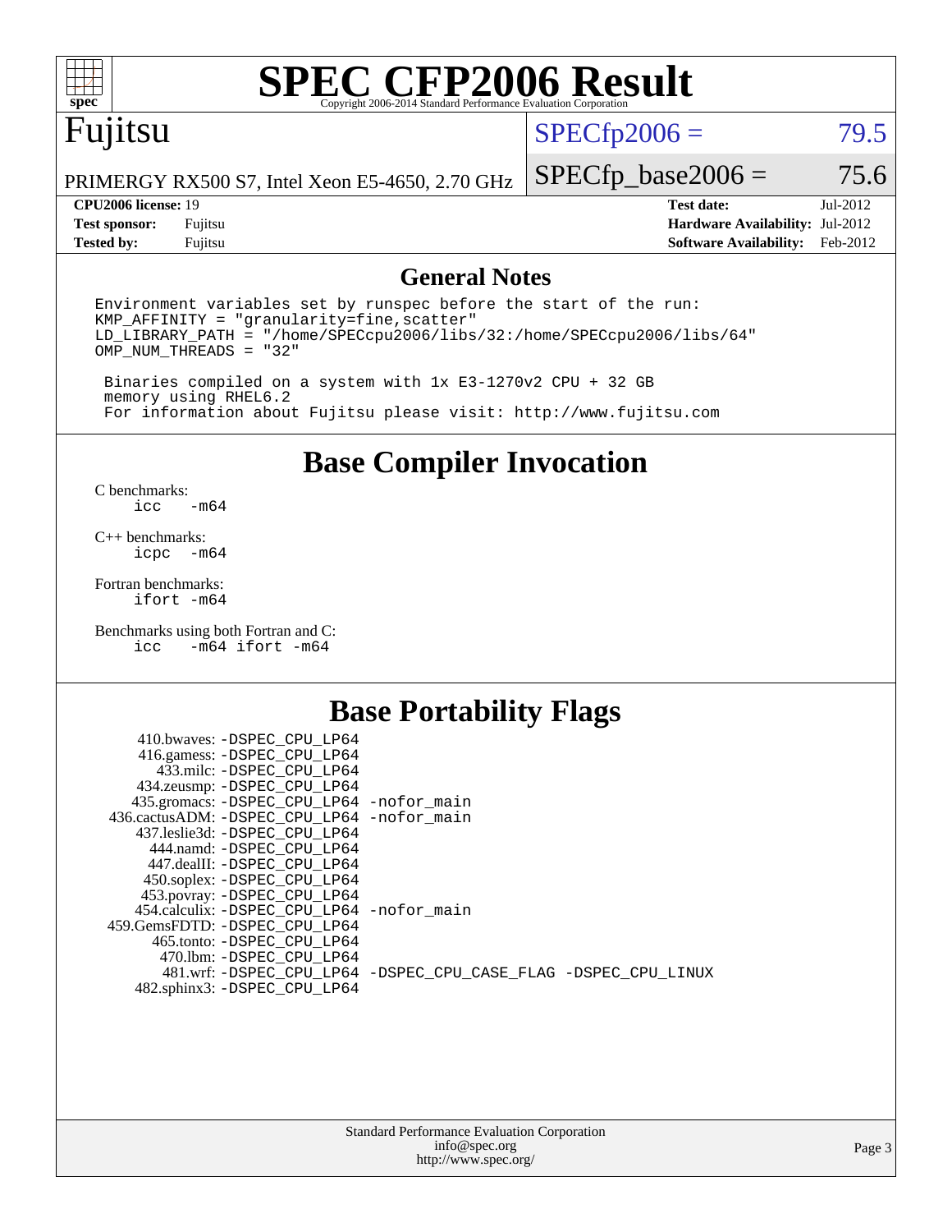# SPEC CFP2006 Result

Copyright 2006-2014 Standard Performance Evaluation Corporation

**Fujitsu**

PRIMERGY RX500 S7, Intel Xeon E5-4650, 2.70 GHz

SPECfp2006 = 79.5

SPECfp_base2006 = 75.6

| | | | |
|---|---|---|---|
| **CPU2006 license:** 19 | | **Test date:** | Jul-2012 |
| **Test sponsor:** | Fujitsu | **Hardware Availability:** | Jul-2012 |
| **Tested by:** | Fujitsu | **Software Availability:** | Feb-2012 |

## General Notes

```
Environment variables set by runspec before the start of the run:
KMP_AFFINITY = "granularity=fine,scatter"
LD_LIBRARY_PATH = "/home/SPECcpu2006/libs/32:/home/SPECcpu2006/libs/64"
OMP_NUM_THREADS = "32"

 Binaries compiled on a system with 1x E3-1270v2 CPU + 32 GB
 memory using RHEL6.2
 For information about Fujitsu please visit: http://www.fujitsu.com
```

## Base Compiler Invocation

C benchmarks:
```
icc   -m64
```

C++ benchmarks:
```
icpc  -m64
```

Fortran benchmarks:
```
ifort -m64
```

Benchmarks using both Fortran and C:
```
icc   -m64 ifort -m64
```

## Base Portability Flags

| Benchmark | Flags |
|---|---|
| 410.bwaves: | -DSPEC_CPU_LP64 |
| 416.gamess: | -DSPEC_CPU_LP64 |
| 433.milc: | -DSPEC_CPU_LP64 |
| 434.zeusmp: | -DSPEC_CPU_LP64 |
| 435.gromacs: | -DSPEC_CPU_LP64 -nofor_main |
| 436.cactusADM: | -DSPEC_CPU_LP64 -nofor_main |
| 437.leslie3d: | -DSPEC_CPU_LP64 |
| 444.namd: | -DSPEC_CPU_LP64 |
| 447.dealII: | -DSPEC_CPU_LP64 |
| 450.soplex: | -DSPEC_CPU_LP64 |
| 453.povray: | -DSPEC_CPU_LP64 |
| 454.calculix: | -DSPEC_CPU_LP64 -nofor_main |
| 459.GemsFDTD: | -DSPEC_CPU_LP64 |
| 465.tonto: | -DSPEC_CPU_LP64 |
| 470.lbm: | -DSPEC_CPU_LP64 |
| 481.wrf: | -DSPEC_CPU_LP64 -DSPEC_CPU_CASE_FLAG -DSPEC_CPU_LINUX |
| 482.sphinx3: | -DSPEC_CPU_LP64 |

Standard Performance Evaluation Corporation
info@spec.org
http://www.spec.org/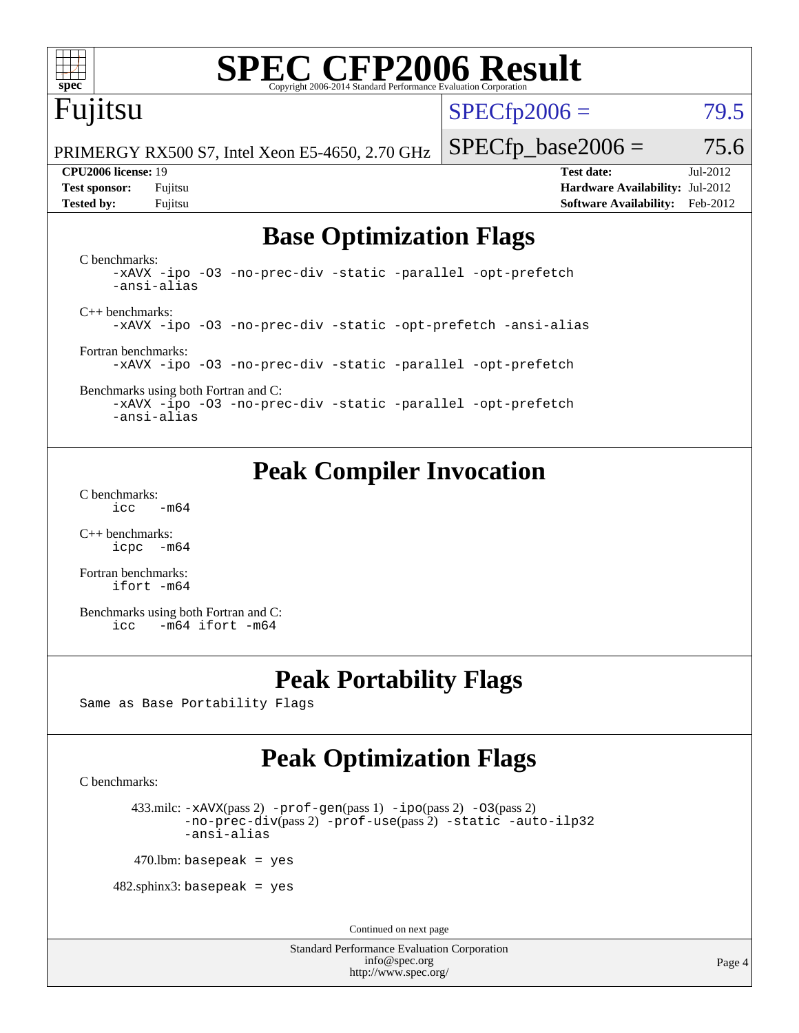# SPEC CFP2006 Result

Copyright 2006-2014 Standard Performance Evaluation Corporation

## Fujitsu

PRIMERGY RX500 S7, Intel Xeon E5-4650, 2.70 GHz

SPECfp2006 = 79.5

SPECfp_base2006 = 75.6

| | | | |
|---|---|---|---|
| **CPU2006 license:** 19 | | **Test date:** | Jul-2012 |
| **Test sponsor:** | Fujitsu | **Hardware Availability:** | Jul-2012 |
| **Tested by:** | Fujitsu | **Software Availability:** | Feb-2012 |

## Base Optimization Flags

C benchmarks:
```
-xAVX -ipo -O3 -no-prec-div -static -parallel -opt-prefetch
-ansi-alias
```

C++ benchmarks:
```
-xAVX -ipo -O3 -no-prec-div -static -opt-prefetch -ansi-alias
```

Fortran benchmarks:
```
-xAVX -ipo -O3 -no-prec-div -static -parallel -opt-prefetch
```

Benchmarks using both Fortran and C:
```
-xAVX -ipo -O3 -no-prec-div -static -parallel -opt-prefetch
-ansi-alias
```

## Peak Compiler Invocation

C benchmarks:
```
icc   -m64
```

C++ benchmarks:
```
icpc  -m64
```

Fortran benchmarks:
```
ifort -m64
```

Benchmarks using both Fortran and C:
```
icc   -m64 ifort -m64
```

## Peak Portability Flags

Same as Base Portability Flags

## Peak Optimization Flags

C benchmarks:

433.milc: -xAVX(pass 2) -prof-gen(pass 1) -ipo(pass 2) -O3(pass 2) -no-prec-div(pass 2) -prof-use(pass 2) -static -auto-ilp32 -ansi-alias

470.lbm: basepeak = yes

482.sphinx3: basepeak = yes

Continued on next page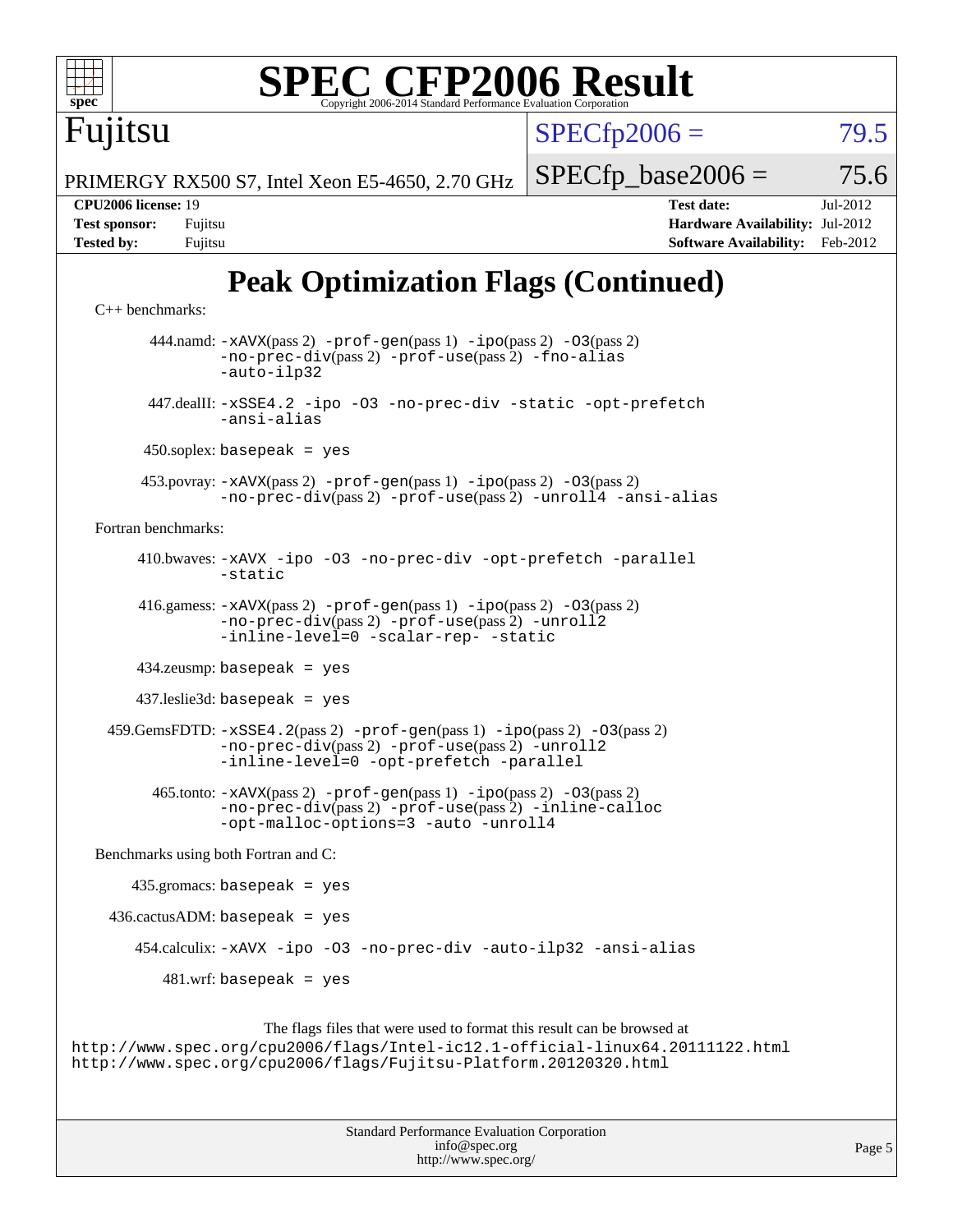# SPEC CFP2006 Result

Copyright 2006-2014 Standard Performance Evaluation Corporation

**Fujitsu**

PRIMERGY RX500 S7, Intel Xeon E5-4650, 2.70 GHz

SPECfp2006 = 79.5

SPECfp_base2006 = 75.6

| | | | |
|---|---|---|---|
| **CPU2006 license:** 19 | | **Test date:** | Jul-2012 |
| **Test sponsor:** | Fujitsu | **Hardware Availability:** | Jul-2012 |
| **Tested by:** | Fujitsu | **Software Availability:** | Feb-2012 |

## Peak Optimization Flags (Continued)

C++ benchmarks:

444.namd: `-xAVX`(pass 2) `-prof-gen`(pass 1) `-ipo`(pass 2) `-O3`(pass 2) `-no-prec-div`(pass 2) `-prof-use`(pass 2) `-fno-alias` `-auto-ilp32`

447.dealII: `-xSSE4.2 -ipo -O3 -no-prec-div -static -opt-prefetch -ansi-alias`

450.soplex: `basepeak = yes`

453.povray: `-xAVX`(pass 2) `-prof-gen`(pass 1) `-ipo`(pass 2) `-O3`(pass 2) `-no-prec-div`(pass 2) `-prof-use`(pass 2) `-unroll4 -ansi-alias`

Fortran benchmarks:

410.bwaves: `-xAVX -ipo -O3 -no-prec-div -opt-prefetch -parallel -static`

416.gamess: `-xAVX`(pass 2) `-prof-gen`(pass 1) `-ipo`(pass 2) `-O3`(pass 2) `-no-prec-div`(pass 2) `-prof-use`(pass 2) `-unroll2 -inline-level=0 -scalar-rep- -static`

434.zeusmp: `basepeak = yes`

437.leslie3d: `basepeak = yes`

459.GemsFDTD: `-xSSE4.2`(pass 2) `-prof-gen`(pass 1) `-ipo`(pass 2) `-O3`(pass 2) `-no-prec-div`(pass 2) `-prof-use`(pass 2) `-unroll2 -inline-level=0 -opt-prefetch -parallel`

465.tonto: `-xAVX`(pass 2) `-prof-gen`(pass 1) `-ipo`(pass 2) `-O3`(pass 2) `-no-prec-div`(pass 2) `-prof-use`(pass 2) `-inline-calloc -opt-malloc-options=3 -auto -unroll4`

Benchmarks using both Fortran and C:

435.gromacs: `basepeak = yes`

436.cactusADM: `basepeak = yes`

454.calculix: `-xAVX -ipo -O3 -no-prec-div -auto-ilp32 -ansi-alias`

481.wrf: `basepeak = yes`

The flags files that were used to format this result can be browsed at
http://www.spec.org/cpu2006/flags/Intel-ic12.1-official-linux64.20111122.html
http://www.spec.org/cpu2006/flags/Fujitsu-Platform.20120320.html

Standard Performance Evaluation Corporation
info@spec.org
http://www.spec.org/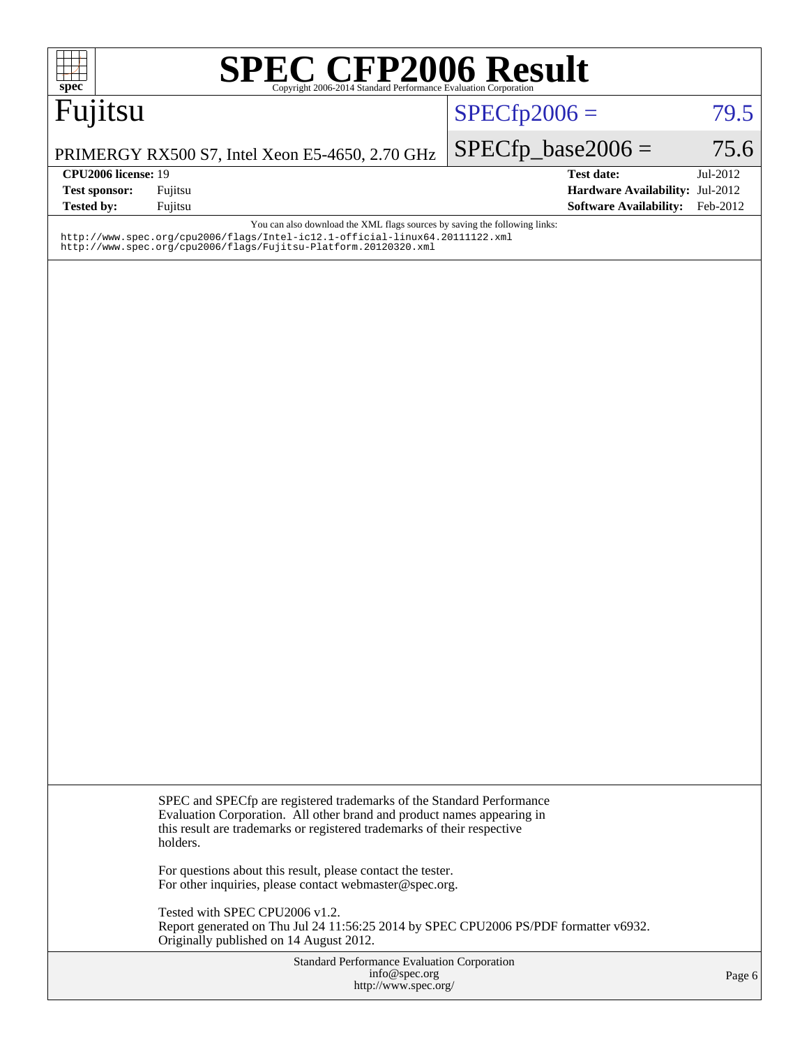You can also download the XML flags sources by saving the following links:

http://www.spec.org/cpu2006/flags/Intel-ic12.1-official-linux64.20111122.xml
http://www.spec.org/cpu2006/flags/Fujitsu-Platform.20120320.xml

SPEC and SPECfp are registered trademarks of the Standard Performance Evaluation Corporation. All other brand and product names appearing in this result are trademarks or registered trademarks of their respective holders.

For questions about this result, please contact the tester.
For other inquiries, please contact webmaster@spec.org.

Tested with SPEC CPU2006 v1.2.
Report generated on Thu Jul 24 11:56:25 2014 by SPEC CPU2006 PS/PDF formatter v6932.
Originally published on 14 August 2012.